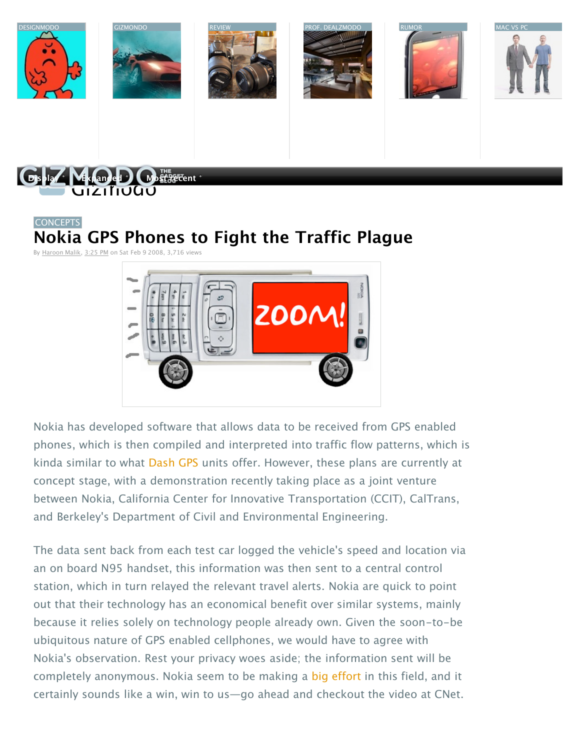DESIGNMODO

GIZMONDO

REVIEW

PROF. DEALZMODO

RUMOR

MAC VS PC

Display Expanded Most Recent

CONCEPTS

# Nokia GPS Phones to Fight the Traffic Plague

By Haroon Malik, 3:25 PM on Sat Feb 9 2008, 3,716 views

Nokia has developed software that allows data to be received from GPS enabled phones, which is then compiled and interpreted into traffic flow patterns, which is kinda similar to what Dash GPS units offer. However, these plans are currently at concept stage, with a demonstration recently taking place as a joint venture between Nokia, California Center for Innovative Transportation (CCIT), CalTrans, and Berkeley's Department of Civil and Environmental Engineering.

The data sent back from each test car logged the vehicle's speed and location via an on board N95 handset, this information was then sent to a central control station, which in turn relayed the relevant travel alerts. Nokia are quick to point out that their technology has an economical benefit over similar systems, mainly because it relies solely on technology people already own. Given the soon-to-be ubiquitous nature of GPS enabled cellphones, we would have to agree with Nokia's observation. Rest your privacy woes aside; the information sent will be completely anonymous. Nokia seem to be making a big effort in this field, and it certainly sounds like a win, win to us—go ahead and checkout the video at CNet.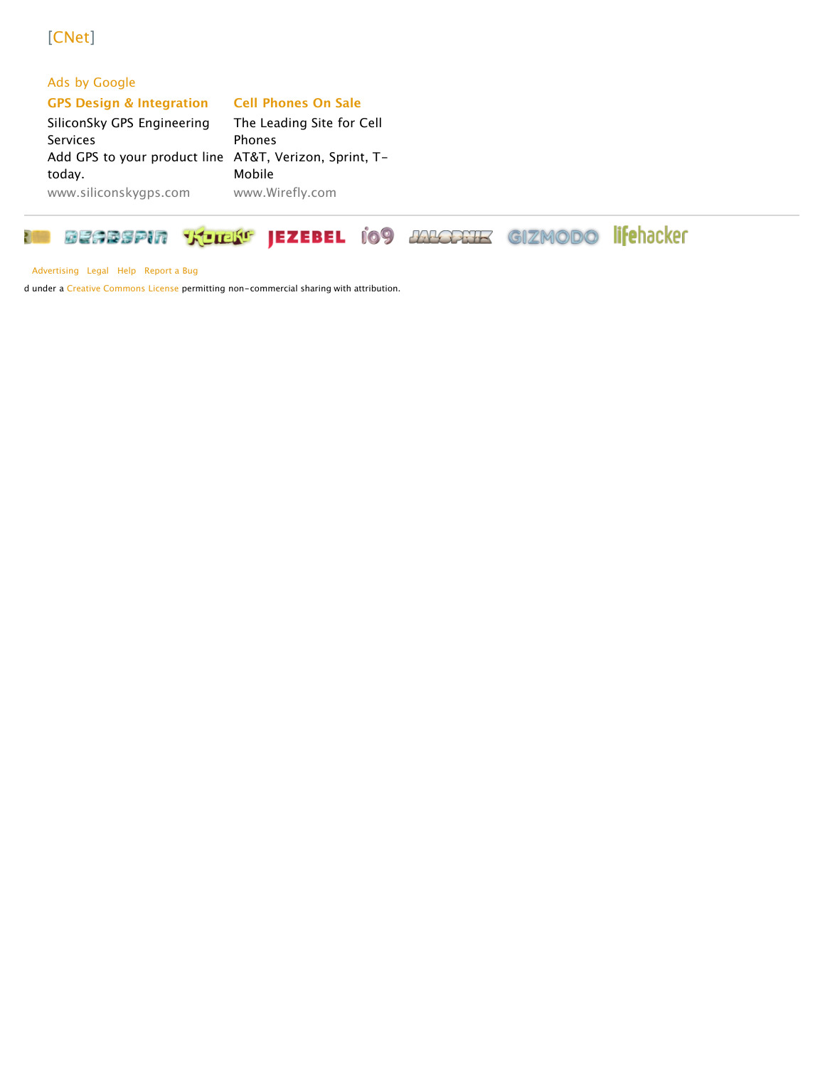[CNet]

Ads by Google

**GPS Design & Integration**

SiliconSky GPS Engineering Services
Add GPS to your product line today.
www.siliconskygps.com

**Cell Phones On Sale**

The Leading Site for Cell Phones
AT&T, Verizon, Sprint, T-Mobile
www.Wirefly.com

DEADSPIN KOTAKU JEZEBEL io9 JALOPNIK GIZMODO lifehacker

Advertising Legal Help Report a Bug

d under a Creative Commons License permitting non-commercial sharing with attribution.